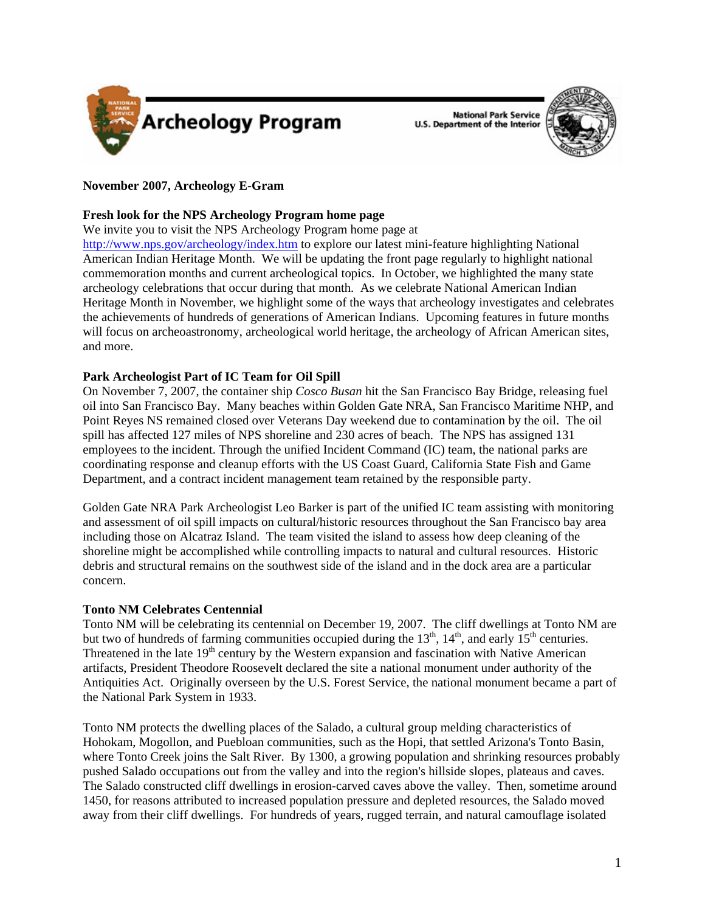# Archeology Program

National Park Service
U.S. Department of the Interior

**November 2007, Archeology E-Gram**

**Fresh look for the NPS Archeology Program home page**

We invite you to visit the NPS Archeology Program home page at http://www.nps.gov/archeology/index.htm to explore our latest mini-feature highlighting National American Indian Heritage Month. We will be updating the front page regularly to highlight national commemoration months and current archeological topics. In October, we highlighted the many state archeology celebrations that occur during that month. As we celebrate National American Indian Heritage Month in November, we highlight some of the ways that archeology investigates and celebrates the achievements of hundreds of generations of American Indians. Upcoming features in future months will focus on archeoastronomy, archeological world heritage, the archeology of African American sites, and more.

**Park Archeologist Part of IC Team for Oil Spill**

On November 7, 2007, the container ship *Cosco Busan* hit the San Francisco Bay Bridge, releasing fuel oil into San Francisco Bay. Many beaches within Golden Gate NRA, San Francisco Maritime NHP, and Point Reyes NS remained closed over Veterans Day weekend due to contamination by the oil. The oil spill has affected 127 miles of NPS shoreline and 230 acres of beach. The NPS has assigned 131 employees to the incident. Through the unified Incident Command (IC) team, the national parks are coordinating response and cleanup efforts with the US Coast Guard, California State Fish and Game Department, and a contract incident management team retained by the responsible party.

Golden Gate NRA Park Archeologist Leo Barker is part of the unified IC team assisting with monitoring and assessment of oil spill impacts on cultural/historic resources throughout the San Francisco bay area including those on Alcatraz Island. The team visited the island to assess how deep cleaning of the shoreline might be accomplished while controlling impacts to natural and cultural resources. Historic debris and structural remains on the southwest side of the island and in the dock area are a particular concern.

**Tonto NM Celebrates Centennial**

Tonto NM will be celebrating its centennial on December 19, 2007. The cliff dwellings at Tonto NM are but two of hundreds of farming communities occupied during the 13th, 14th, and early 15th centuries. Threatened in the late 19th century by the Western expansion and fascination with Native American artifacts, President Theodore Roosevelt declared the site a national monument under authority of the Antiquities Act. Originally overseen by the U.S. Forest Service, the national monument became a part of the National Park System in 1933.

Tonto NM protects the dwelling places of the Salado, a cultural group melding characteristics of Hohokam, Mogollon, and Puebloan communities, such as the Hopi, that settled Arizona's Tonto Basin, where Tonto Creek joins the Salt River. By 1300, a growing population and shrinking resources probably pushed Salado occupations out from the valley and into the region's hillside slopes, plateaus and caves. The Salado constructed cliff dwellings in erosion-carved caves above the valley. Then, sometime around 1450, for reasons attributed to increased population pressure and depleted resources, the Salado moved away from their cliff dwellings. For hundreds of years, rugged terrain, and natural camouflage isolated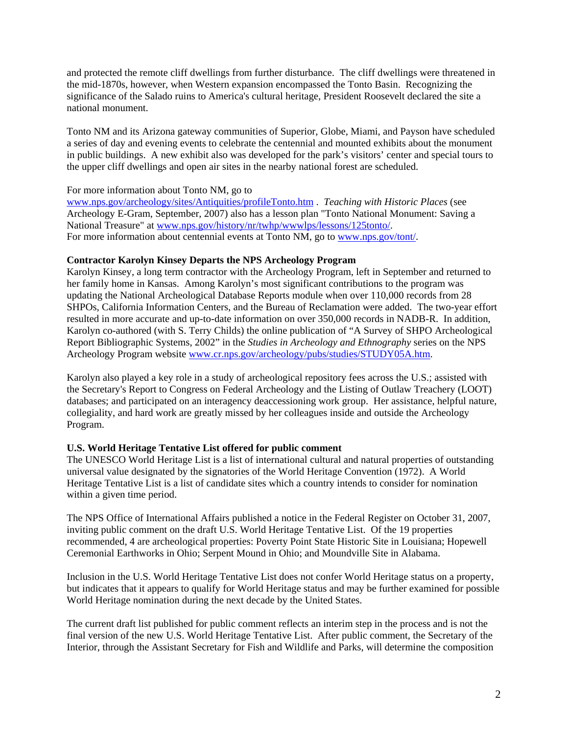and protected the remote cliff dwellings from further disturbance. The cliff dwellings were threatened in the mid-1870s, however, when Western expansion encompassed the Tonto Basin. Recognizing the significance of the Salado ruins to America's cultural heritage, President Roosevelt declared the site a national monument.

Tonto NM and its Arizona gateway communities of Superior, Globe, Miami, and Payson have scheduled a series of day and evening events to celebrate the centennial and mounted exhibits about the monument in public buildings. A new exhibit also was developed for the park's visitors' center and special tours to the upper cliff dwellings and open air sites in the nearby national forest are scheduled.

For more information about Tonto NM, go to www.nps.gov/archeology/sites/Antiquities/profileTonto.htm . *Teaching with Historic Places* (see Archeology E-Gram, September, 2007) also has a lesson plan "Tonto National Monument: Saving a National Treasure" at www.nps.gov/history/nr/twhp/wwwlps/lessons/125tonto/.
For more information about centennial events at Tonto NM, go to www.nps.gov/tont/.

**Contractor Karolyn Kinsey Departs the NPS Archeology Program**

Karolyn Kinsey, a long term contractor with the Archeology Program, left in September and returned to her family home in Kansas. Among Karolyn's most significant contributions to the program was updating the National Archeological Database Reports module when over 110,000 records from 28 SHPOs, California Information Centers, and the Bureau of Reclamation were added. The two-year effort resulted in more accurate and up-to-date information on over 350,000 records in NADB-R. In addition, Karolyn co-authored (with S. Terry Childs) the online publication of "A Survey of SHPO Archeological Report Bibliographic Systems, 2002" in the *Studies in Archeology and Ethnography* series on the NPS Archeology Program website www.cr.nps.gov/archeology/pubs/studies/STUDY05A.htm.

Karolyn also played a key role in a study of archeological repository fees across the U.S.; assisted with the Secretary's Report to Congress on Federal Archeology and the Listing of Outlaw Treachery (LOOT) databases; and participated on an interagency deaccessioning work group. Her assistance, helpful nature, collegiality, and hard work are greatly missed by her colleagues inside and outside the Archeology Program.

**U.S. World Heritage Tentative List offered for public comment**

The UNESCO World Heritage List is a list of international cultural and natural properties of outstanding universal value designated by the signatories of the World Heritage Convention (1972). A World Heritage Tentative List is a list of candidate sites which a country intends to consider for nomination within a given time period.

The NPS Office of International Affairs published a notice in the Federal Register on October 31, 2007, inviting public comment on the draft U.S. World Heritage Tentative List. Of the 19 properties recommended, 4 are archeological properties: Poverty Point State Historic Site in Louisiana; Hopewell Ceremonial Earthworks in Ohio; Serpent Mound in Ohio; and Moundville Site in Alabama.

Inclusion in the U.S. World Heritage Tentative List does not confer World Heritage status on a property, but indicates that it appears to qualify for World Heritage status and may be further examined for possible World Heritage nomination during the next decade by the United States.

The current draft list published for public comment reflects an interim step in the process and is not the final version of the new U.S. World Heritage Tentative List. After public comment, the Secretary of the Interior, through the Assistant Secretary for Fish and Wildlife and Parks, will determine the composition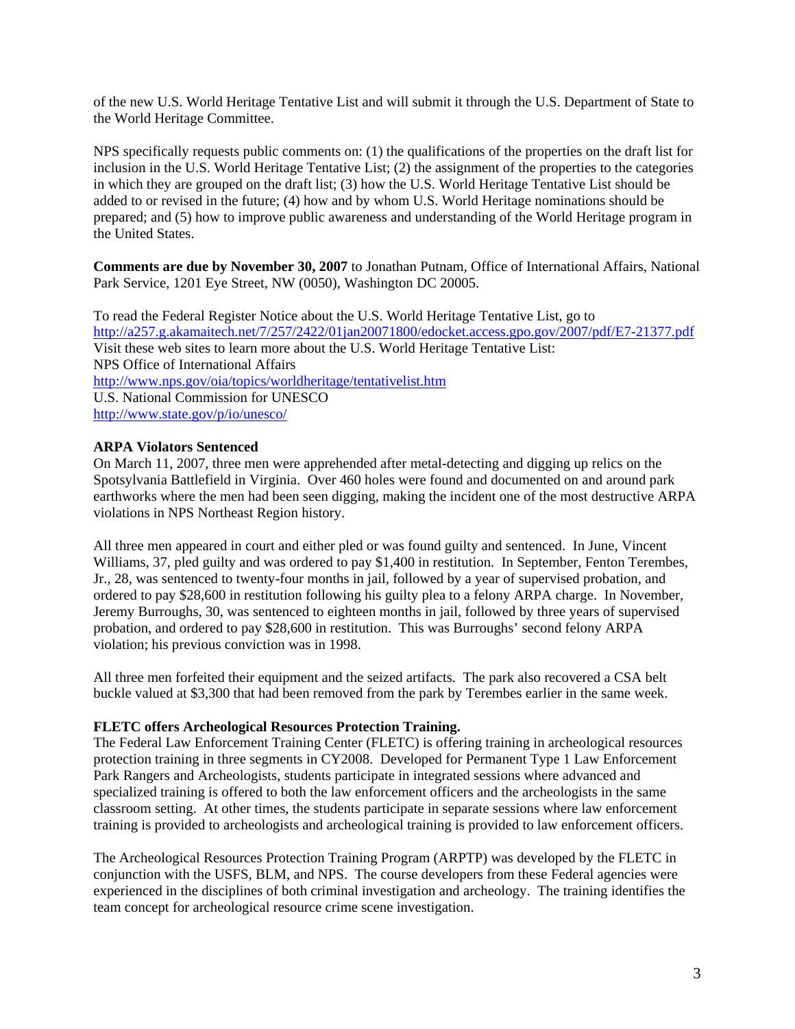of the new U.S. World Heritage Tentative List and will submit it through the U.S. Department of State to the World Heritage Committee.

NPS specifically requests public comments on: (1) the qualifications of the properties on the draft list for inclusion in the U.S. World Heritage Tentative List; (2) the assignment of the properties to the categories in which they are grouped on the draft list; (3) how the U.S. World Heritage Tentative List should be added to or revised in the future; (4) how and by whom U.S. World Heritage nominations should be prepared; and (5) how to improve public awareness and understanding of the World Heritage program in the United States.

**Comments are due by November 30, 2007** to Jonathan Putnam, Office of International Affairs, National Park Service, 1201 Eye Street, NW (0050), Washington DC 20005.

To read the Federal Register Notice about the U.S. World Heritage Tentative List, go to
http://a257.g.akamaitech.net/7/257/2422/01jan20071800/edocket.access.gpo.gov/2007/pdf/E7-21377.pdf
Visit these web sites to learn more about the U.S. World Heritage Tentative List:
NPS Office of International Affairs
http://www.nps.gov/oia/topics/worldheritage/tentativelist.htm
U.S. National Commission for UNESCO
http://www.state.gov/p/io/unesco/

### ARPA Violators Sentenced

On March 11, 2007, three men were apprehended after metal-detecting and digging up relics on the Spotsylvania Battlefield in Virginia. Over 460 holes were found and documented on and around park earthworks where the men had been seen digging, making the incident one of the most destructive ARPA violations in NPS Northeast Region history.

All three men appeared in court and either pled or was found guilty and sentenced. In June, Vincent Williams, 37, pled guilty and was ordered to pay $1,400 in restitution. In September, Fenton Terembes, Jr., 28, was sentenced to twenty-four months in jail, followed by a year of supervised probation, and ordered to pay $28,600 in restitution following his guilty plea to a felony ARPA charge. In November, Jeremy Burroughs, 30, was sentenced to eighteen months in jail, followed by three years of supervised probation, and ordered to pay $28,600 in restitution. This was Burroughs' second felony ARPA violation; his previous conviction was in 1998.

All three men forfeited their equipment and the seized artifacts. The park also recovered a CSA belt buckle valued at $3,300 that had been removed from the park by Terembes earlier in the same week.

### FLETC offers Archeological Resources Protection Training.

The Federal Law Enforcement Training Center (FLETC) is offering training in archeological resources protection training in three segments in CY2008. Developed for Permanent Type 1 Law Enforcement Park Rangers and Archeologists, students participate in integrated sessions where advanced and specialized training is offered to both the law enforcement officers and the archeologists in the same classroom setting. At other times, the students participate in separate sessions where law enforcement training is provided to archeologists and archeological training is provided to law enforcement officers.

The Archeological Resources Protection Training Program (ARPTP) was developed by the FLETC in conjunction with the USFS, BLM, and NPS. The course developers from these Federal agencies were experienced in the disciplines of both criminal investigation and archeology. The training identifies the team concept for archeological resource crime scene investigation.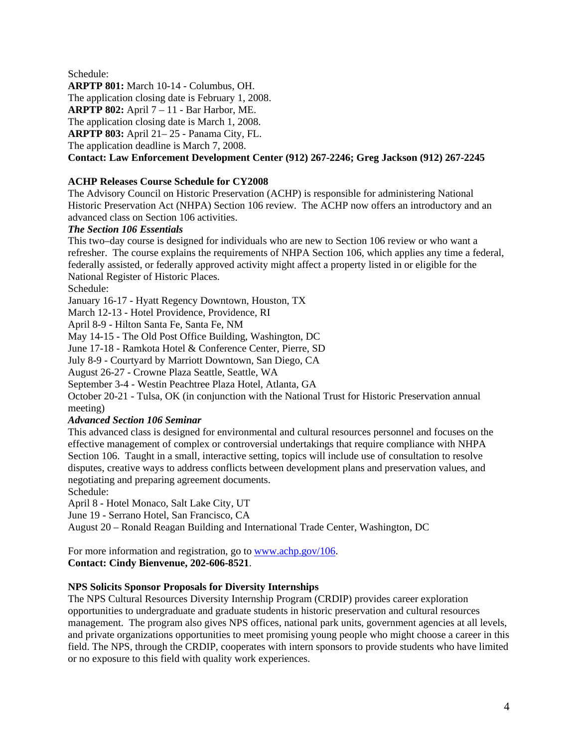Schedule:

**ARPTP 801:** March 10-14 - Columbus, OH.
The application closing date is February 1, 2008.

**ARPTP 802:** April 7 – 11 - Bar Harbor, ME.
The application closing date is March 1, 2008.

**ARPTP 803:** April 21– 25 - Panama City, FL.
The application deadline is March 7, 2008.

**Contact: Law Enforcement Development Center (912) 267-2246; Greg Jackson (912) 267-2245**

### ACHP Releases Course Schedule for CY2008

The Advisory Council on Historic Preservation (ACHP) is responsible for administering National Historic Preservation Act (NHPA) Section 106 review. The ACHP now offers an introductory and an advanced class on Section 106 activities.

***The Section 106 Essentials***

This two–day course is designed for individuals who are new to Section 106 review or who want a refresher. The course explains the requirements of NHPA Section 106, which applies any time a federal, federally assisted, or federally approved activity might affect a property listed in or eligible for the National Register of Historic Places.

Schedule:

January 16-17 - Hyatt Regency Downtown, Houston, TX
March 12-13 - Hotel Providence, Providence, RI
April 8-9 - Hilton Santa Fe, Santa Fe, NM
May 14-15 - The Old Post Office Building, Washington, DC
June 17-18 - Ramkota Hotel & Conference Center, Pierre, SD
July 8-9 - Courtyard by Marriott Downtown, San Diego, CA
August 26-27 - Crowne Plaza Seattle, Seattle, WA
September 3-4 - Westin Peachtree Plaza Hotel, Atlanta, GA
October 20-21 - Tulsa, OK (in conjunction with the National Trust for Historic Preservation annual meeting)

***Advanced Section 106 Seminar***

This advanced class is designed for environmental and cultural resources personnel and focuses on the effective management of complex or controversial undertakings that require compliance with NHPA Section 106. Taught in a small, interactive setting, topics will include use of consultation to resolve disputes, creative ways to address conflicts between development plans and preservation values, and negotiating and preparing agreement documents.

Schedule:

April 8 - Hotel Monaco, Salt Lake City, UT
June 19 - Serrano Hotel, San Francisco, CA
August 20 – Ronald Reagan Building and International Trade Center, Washington, DC

For more information and registration, go to www.achp.gov/106.

**Contact: Cindy Bienvenue, 202-606-8521**.

### NPS Solicits Sponsor Proposals for Diversity Internships

The NPS Cultural Resources Diversity Internship Program (CRDIP) provides career exploration opportunities to undergraduate and graduate students in historic preservation and cultural resources management. The program also gives NPS offices, national park units, government agencies at all levels, and private organizations opportunities to meet promising young people who might choose a career in this field. The NPS, through the CRDIP, cooperates with intern sponsors to provide students who have limited or no exposure to this field with quality work experiences.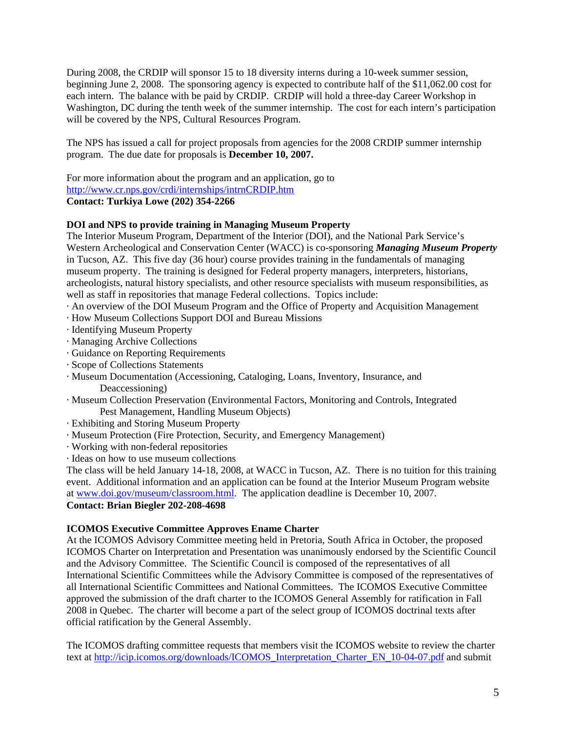During 2008, the CRDIP will sponsor 15 to 18 diversity interns during a 10-week summer session, beginning June 2, 2008. The sponsoring agency is expected to contribute half of the $11,062.00 cost for each intern. The balance with be paid by CRDIP. CRDIP will hold a three-day Career Workshop in Washington, DC during the tenth week of the summer internship. The cost for each intern's participation will be covered by the NPS, Cultural Resources Program.

The NPS has issued a call for project proposals from agencies for the 2008 CRDIP summer internship program. The due date for proposals is **December 10, 2007.**

For more information about the program and an application, go to [http://www.cr.nps.gov/crdi/internships/intrnCRDIP.htm](http://www.cr.nps.gov/crdi/internships/intrnCRDIP.htm)
**Contact: Turkiya Lowe (202) 354-2266**

**DOI and NPS to provide training in Managing Museum Property**
The Interior Museum Program, Department of the Interior (DOI), and the National Park Service's Western Archeological and Conservation Center (WACC) is co-sponsoring ***Managing Museum Property*** in Tucson, AZ. This five day (36 hour) course provides training in the fundamentals of managing museum property. The training is designed for Federal property managers, interpreters, historians, archeologists, natural history specialists, and other resource specialists with museum responsibilities, as well as staff in repositories that manage Federal collections. Topics include:

- An overview of the DOI Museum Program and the Office of Property and Acquisition Management
- How Museum Collections Support DOI and Bureau Missions
- Identifying Museum Property
- Managing Archive Collections
- Guidance on Reporting Requirements
- Scope of Collections Statements
- Museum Documentation (Accessioning, Cataloging, Loans, Inventory, Insurance, and Deaccessioning)
- Museum Collection Preservation (Environmental Factors, Monitoring and Controls, Integrated Pest Management, Handling Museum Objects)
- Exhibiting and Storing Museum Property
- Museum Protection (Fire Protection, Security, and Emergency Management)
- Working with non-federal repositories
- Ideas on how to use museum collections

The class will be held January 14-18, 2008, at WACC in Tucson, AZ. There is no tuition for this training event. Additional information and an application can be found at the Interior Museum Program website at [www.doi.gov/museum/classroom.html](www.doi.gov/museum/classroom.html). The application deadline is December 10, 2007.
**Contact: Brian Biegler 202-208-4698**

**ICOMOS Executive Committee Approves Ename Charter**
At the ICOMOS Advisory Committee meeting held in Pretoria, South Africa in October, the proposed ICOMOS Charter on Interpretation and Presentation was unanimously endorsed by the Scientific Council and the Advisory Committee. The Scientific Council is composed of the representatives of all International Scientific Committees while the Advisory Committee is composed of the representatives of all International Scientific Committees and National Committees. The ICOMOS Executive Committee approved the submission of the draft charter to the ICOMOS General Assembly for ratification in Fall 2008 in Quebec. The charter will become a part of the select group of ICOMOS doctrinal texts after official ratification by the General Assembly.

The ICOMOS drafting committee requests that members visit the ICOMOS website to review the charter text at [http://icip.icomos.org/downloads/ICOMOS_Interpretation_Charter_EN_10-04-07.pdf](http://icip.icomos.org/downloads/ICOMOS_Interpretation_Charter_EN_10-04-07.pdf) and submit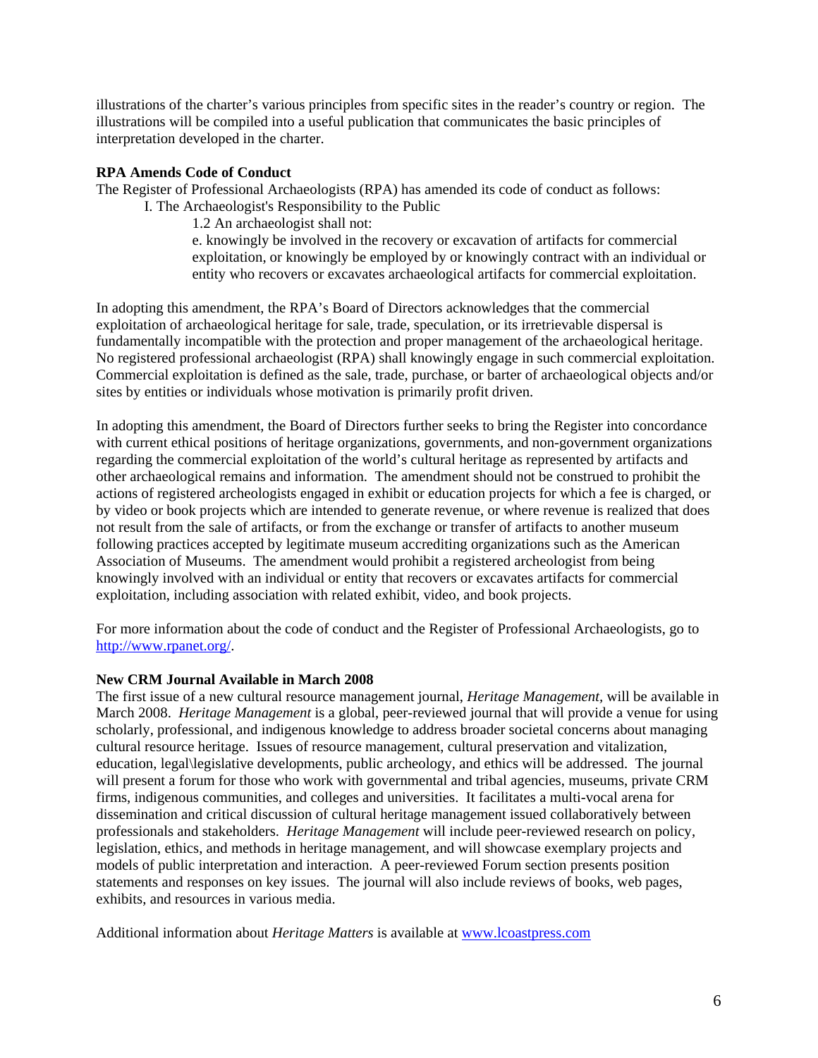illustrations of the charter's various principles from specific sites in the reader's country or region. The illustrations will be compiled into a useful publication that communicates the basic principles of interpretation developed in the charter.

**RPA Amends Code of Conduct**

The Register of Professional Archaeologists (RPA) has amended its code of conduct as follows:

> I. The Archaeologist's Responsibility to the Public
>
> > 1.2 An archaeologist shall not:
> >
> > e. knowingly be involved in the recovery or excavation of artifacts for commercial exploitation, or knowingly be employed by or knowingly contract with an individual or entity who recovers or excavates archaeological artifacts for commercial exploitation.

In adopting this amendment, the RPA's Board of Directors acknowledges that the commercial exploitation of archaeological heritage for sale, trade, speculation, or its irretrievable dispersal is fundamentally incompatible with the protection and proper management of the archaeological heritage. No registered professional archaeologist (RPA) shall knowingly engage in such commercial exploitation. Commercial exploitation is defined as the sale, trade, purchase, or barter of archaeological objects and/or sites by entities or individuals whose motivation is primarily profit driven.

In adopting this amendment, the Board of Directors further seeks to bring the Register into concordance with current ethical positions of heritage organizations, governments, and non-government organizations regarding the commercial exploitation of the world's cultural heritage as represented by artifacts and other archaeological remains and information. The amendment should not be construed to prohibit the actions of registered archeologists engaged in exhibit or education projects for which a fee is charged, or by video or book projects which are intended to generate revenue, or where revenue is realized that does not result from the sale of artifacts, or from the exchange or transfer of artifacts to another museum following practices accepted by legitimate museum accrediting organizations such as the American Association of Museums. The amendment would prohibit a registered archeologist from being knowingly involved with an individual or entity that recovers or excavates artifacts for commercial exploitation, including association with related exhibit, video, and book projects.

For more information about the code of conduct and the Register of Professional Archaeologists, go to http://www.rpanet.org/.

**New CRM Journal Available in March 2008**

The first issue of a new cultural resource management journal, *Heritage Management*, will be available in March 2008. *Heritage Management* is a global, peer-reviewed journal that will provide a venue for using scholarly, professional, and indigenous knowledge to address broader societal concerns about managing cultural resource heritage. Issues of resource management, cultural preservation and vitalization, education, legal\legislative developments, public archeology, and ethics will be addressed. The journal will present a forum for those who work with governmental and tribal agencies, museums, private CRM firms, indigenous communities, and colleges and universities. It facilitates a multi-vocal arena for dissemination and critical discussion of cultural heritage management issued collaboratively between professionals and stakeholders. *Heritage Management* will include peer-reviewed research on policy, legislation, ethics, and methods in heritage management, and will showcase exemplary projects and models of public interpretation and interaction. A peer-reviewed Forum section presents position statements and responses on key issues. The journal will also include reviews of books, web pages, exhibits, and resources in various media.

Additional information about *Heritage Matters* is available at www.lcoastpress.com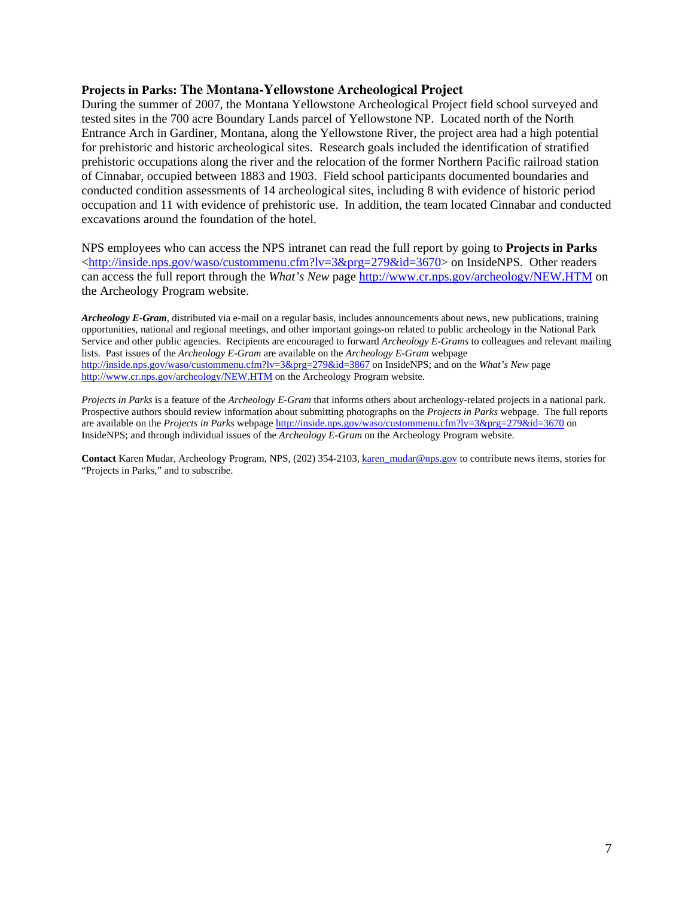### Projects in Parks: The Montana-Yellowstone Archeological Project

During the summer of 2007, the Montana Yellowstone Archeological Project field school surveyed and tested sites in the 700 acre Boundary Lands parcel of Yellowstone NP. Located north of the North Entrance Arch in Gardiner, Montana, along the Yellowstone River, the project area had a high potential for prehistoric and historic archeological sites. Research goals included the identification of stratified prehistoric occupations along the river and the relocation of the former Northern Pacific railroad station of Cinnabar, occupied between 1883 and 1903. Field school participants documented boundaries and conducted condition assessments of 14 archeological sites, including 8 with evidence of historic period occupation and 11 with evidence of prehistoric use. In addition, the team located Cinnabar and conducted excavations around the foundation of the hotel.

NPS employees who can access the NPS intranet can read the full report by going to **Projects in Parks** <http://inside.nps.gov/waso/custommenu.cfm?lv=3&prg=279&id=3670> on InsideNPS. Other readers can access the full report through the *What's New* page http://www.cr.nps.gov/archeology/NEW.HTM on the Archeology Program website.

***Archeology E-Gram***, distributed via e-mail on a regular basis, includes announcements about news, new publications, training opportunities, national and regional meetings, and other important goings-on related to public archeology in the National Park Service and other public agencies. Recipients are encouraged to forward *Archeology E-Grams* to colleagues and relevant mailing lists. Past issues of the *Archeology E-Gram* are available on the *Archeology E-Gram* webpage http://inside.nps.gov/waso/custommenu.cfm?lv=3&prg=279&id=3867 on InsideNPS; and on the *What's New* page http://www.cr.nps.gov/archeology/NEW.HTM on the Archeology Program website.

*Projects in Parks* is a feature of the *Archeology E-Gram* that informs others about archeology-related projects in a national park. Prospective authors should review information about submitting photographs on the *Projects in Parks* webpage. The full reports are available on the *Projects in Parks* webpage http://inside.nps.gov/waso/custommenu.cfm?lv=3&prg=279&id=3670 on InsideNPS; and through individual issues of the *Archeology E-Gram* on the Archeology Program website.

**Contact** Karen Mudar, Archeology Program, NPS, (202) 354-2103, karen_mudar@nps.gov to contribute news items, stories for "Projects in Parks," and to subscribe.